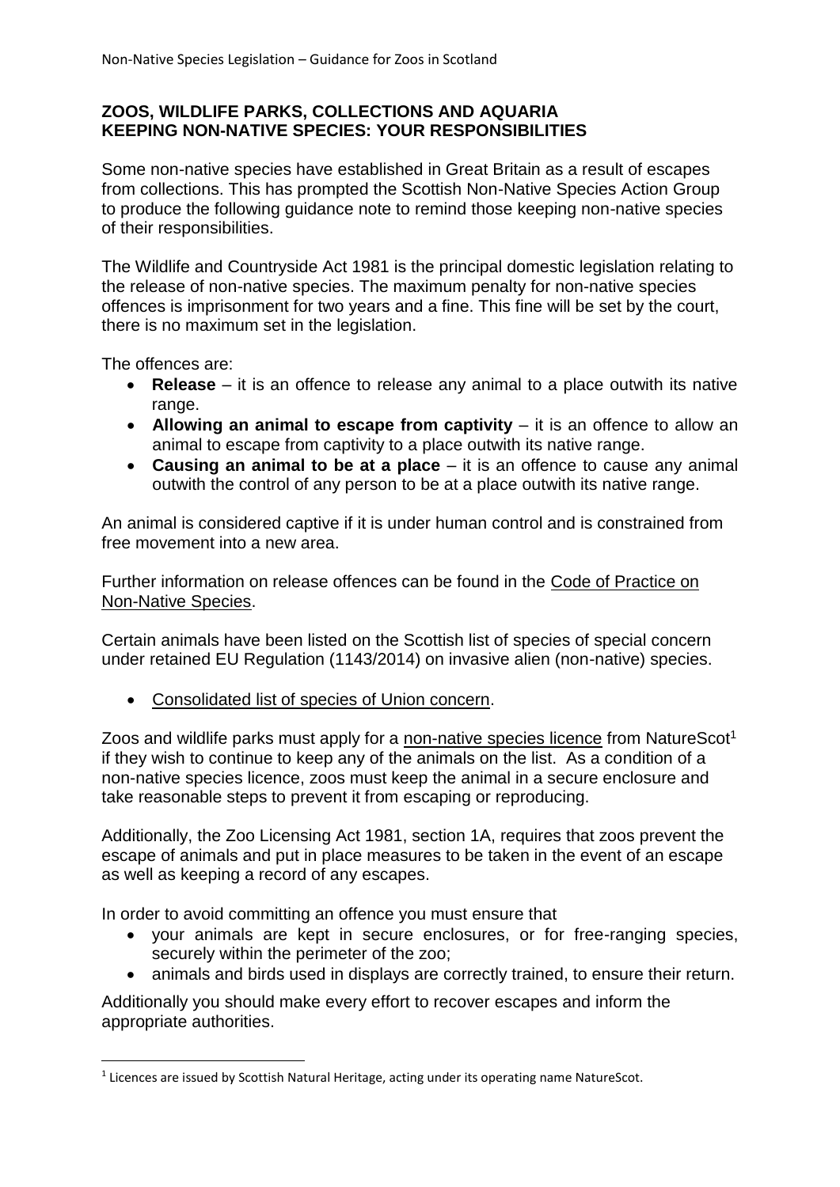## ZOOS, WILDLIFE PARKS, COLLECTIONS AND AQUARIA KEEPING NON-NATIVE SPECIES: YOUR RESPONSIBILITIES

Some non-native species have established in Great Britain as a result of escapes from collections. This has prompted the Scottish Non-Native Species Action Group to produce the following guidance note to remind those keeping non-native species of their responsibilities.

The Wildlife and Countryside Act 1981 is the principal domestic legislation relating to the release of non-native species. The maximum penalty for non-native species offences is imprisonment for two years and a fine. This fine will be set by the court, there is no maximum set in the legislation.

The offences are:

- **Release** – it is an offence to release any animal to a place outwith its native range.
- **Allowing an animal to escape from captivity** – it is an offence to allow an animal to escape from captivity to a place outwith its native range.
- **Causing an animal to be at a place** – it is an offence to cause any animal outwith the control of any person to be at a place outwith its native range.

An animal is considered captive if it is under human control and is constrained from free movement into a new area.

Further information on release offences can be found in the Code of Practice on Non-Native Species.

Certain animals have been listed on the Scottish list of species of special concern under retained EU Regulation (1143/2014) on invasive alien (non-native) species.

- Consolidated list of species of Union concern.

Zoos and wildlife parks must apply for a non-native species licence from NatureScot[1] if they wish to continue to keep any of the animals on the list. As a condition of a non-native species licence, zoos must keep the animal in a secure enclosure and take reasonable steps to prevent it from escaping or reproducing.

Additionally, the Zoo Licensing Act 1981, section 1A, requires that zoos prevent the escape of animals and put in place measures to be taken in the event of an escape as well as keeping a record of any escapes.

In order to avoid committing an offence you must ensure that

- your animals are kept in secure enclosures, or for free-ranging species, securely within the perimeter of the zoo;
- animals and birds used in displays are correctly trained, to ensure their return.

Additionally you should make every effort to recover escapes and inform the appropriate authorities.

[1] Licences are issued by Scottish Natural Heritage, acting under its operating name NatureScot.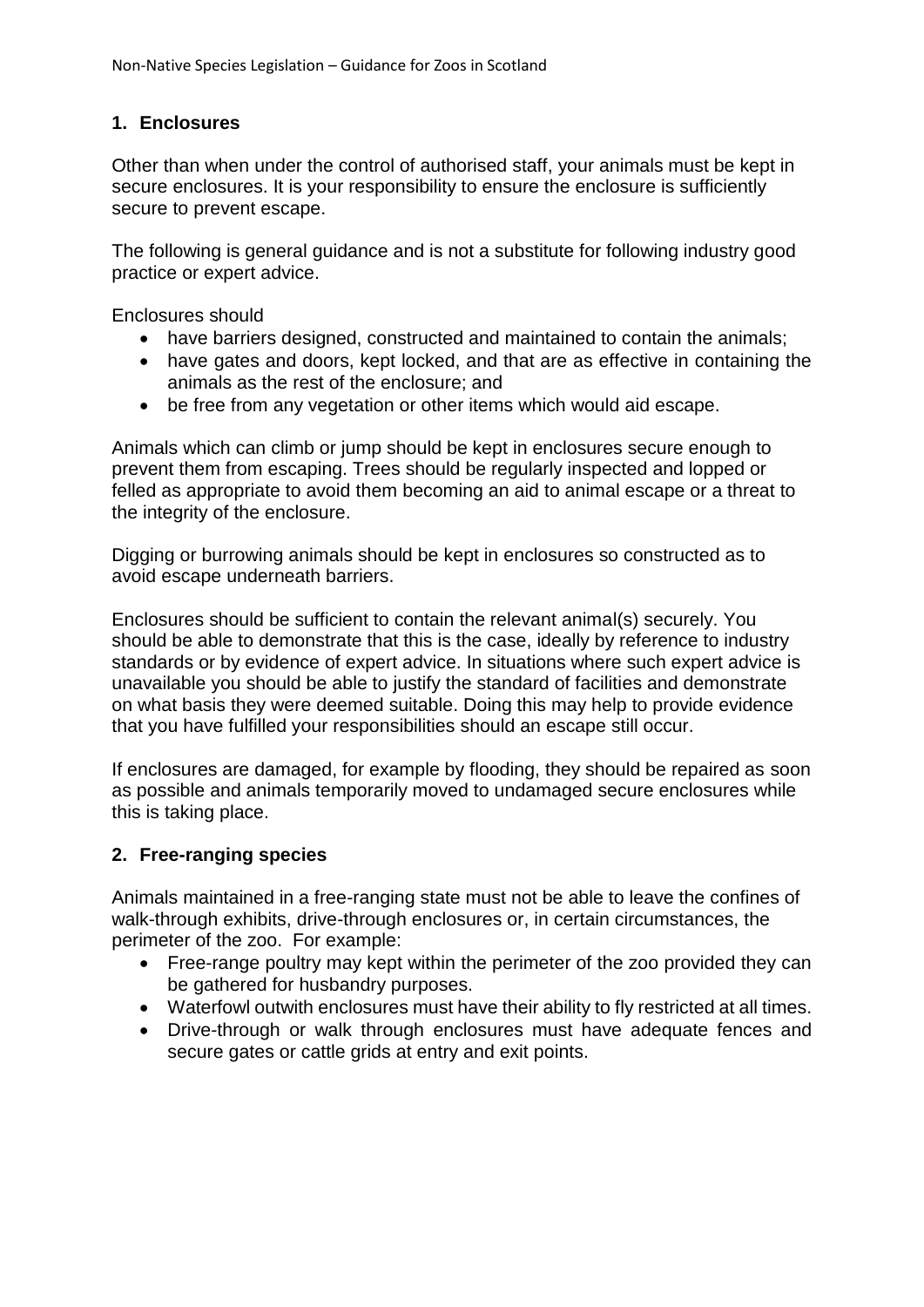## 1. Enclosures

Other than when under the control of authorised staff, your animals must be kept in secure enclosures. It is your responsibility to ensure the enclosure is sufficiently secure to prevent escape.

The following is general guidance and is not a substitute for following industry good practice or expert advice.

Enclosures should

- have barriers designed, constructed and maintained to contain the animals;
- have gates and doors, kept locked, and that are as effective in containing the animals as the rest of the enclosure; and
- be free from any vegetation or other items which would aid escape.

Animals which can climb or jump should be kept in enclosures secure enough to prevent them from escaping. Trees should be regularly inspected and lopped or felled as appropriate to avoid them becoming an aid to animal escape or a threat to the integrity of the enclosure.

Digging or burrowing animals should be kept in enclosures so constructed as to avoid escape underneath barriers.

Enclosures should be sufficient to contain the relevant animal(s) securely. You should be able to demonstrate that this is the case, ideally by reference to industry standards or by evidence of expert advice. In situations where such expert advice is unavailable you should be able to justify the standard of facilities and demonstrate on what basis they were deemed suitable. Doing this may help to provide evidence that you have fulfilled your responsibilities should an escape still occur.

If enclosures are damaged, for example by flooding, they should be repaired as soon as possible and animals temporarily moved to undamaged secure enclosures while this is taking place.

## 2. Free-ranging species

Animals maintained in a free-ranging state must not be able to leave the confines of walk-through exhibits, drive-through enclosures or, in certain circumstances, the perimeter of the zoo. For example:

- Free-range poultry may kept within the perimeter of the zoo provided they can be gathered for husbandry purposes.
- Waterfowl outwith enclosures must have their ability to fly restricted at all times.
- Drive-through or walk through enclosures must have adequate fences and secure gates or cattle grids at entry and exit points.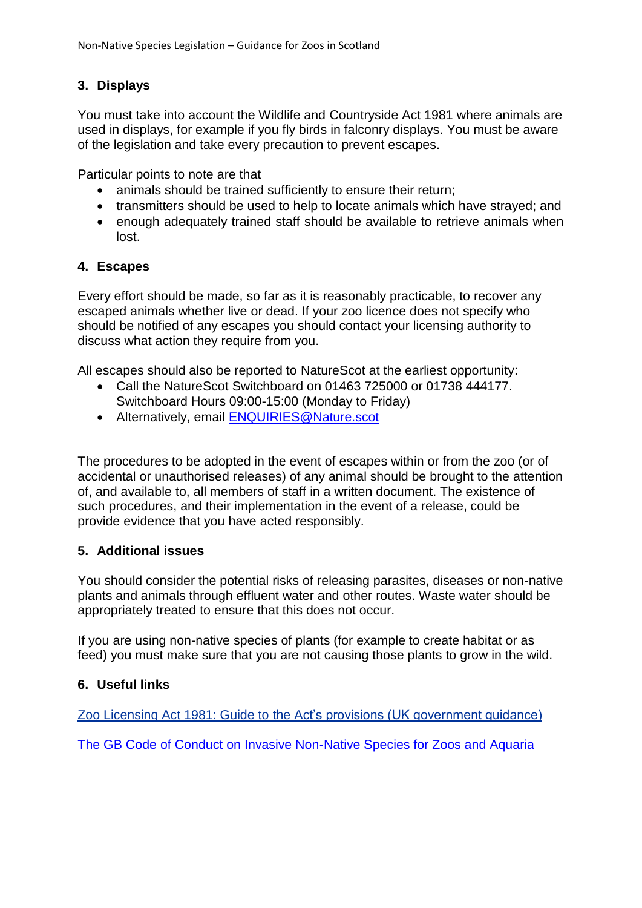## 3. Displays

You must take into account the Wildlife and Countryside Act 1981 where animals are used in displays, for example if you fly birds in falconry displays. You must be aware of the legislation and take every precaution to prevent escapes.

Particular points to note are that

- animals should be trained sufficiently to ensure their return;
- transmitters should be used to help to locate animals which have strayed; and
- enough adequately trained staff should be available to retrieve animals when lost.

## 4. Escapes

Every effort should be made, so far as it is reasonably practicable, to recover any escaped animals whether live or dead. If your zoo licence does not specify who should be notified of any escapes you should contact your licensing authority to discuss what action they require from you.

All escapes should also be reported to NatureScot at the earliest opportunity:

- Call the NatureScot Switchboard on 01463 725000 or 01738 444177. Switchboard Hours 09:00-15:00 (Monday to Friday)
- Alternatively, email [ENQUIRIES@Nature.scot](mailto:ENQUIRIES@Nature.scot)

The procedures to be adopted in the event of escapes within or from the zoo (or of accidental or unauthorised releases) of any animal should be brought to the attention of, and available to, all members of staff in a written document. The existence of such procedures, and their implementation in the event of a release, could be provide evidence that you have acted responsibly.

## 5. Additional issues

You should consider the potential risks of releasing parasites, diseases or non-native plants and animals through effluent water and other routes. Waste water should be appropriately treated to ensure that this does not occur.

If you are using non-native species of plants (for example to create habitat or as feed) you must make sure that you are not causing those plants to grow in the wild.

## 6. Useful links

Zoo Licensing Act 1981: Guide to the Act's provisions (UK government guidance)

The GB Code of Conduct on Invasive Non-Native Species for Zoos and Aquaria